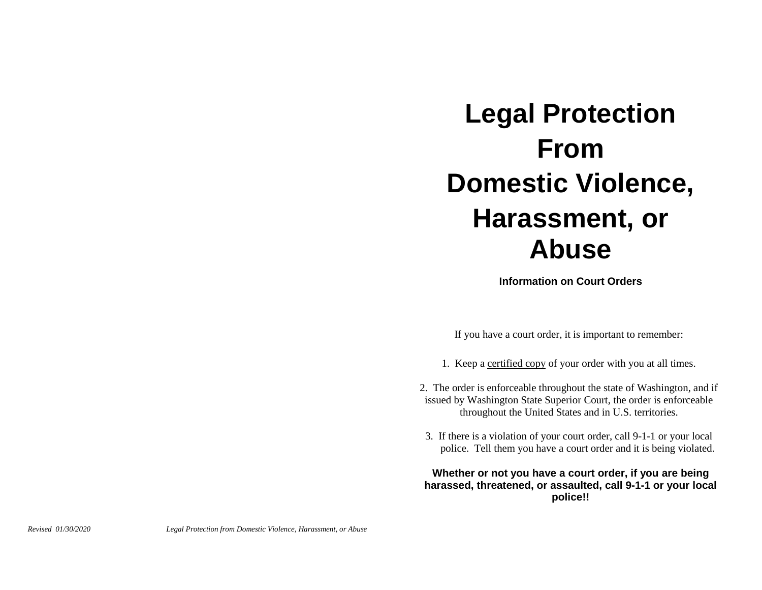# Legal Protection From Domestic Violence, Harassment, or Abuse

**Information on Court Orders**

If you have a court order, it is important to remember:

1. Keep a certified copy of your order with you at all times.

2. The order is enforceable throughout the state of Washington, and if issued by Washington State Superior Court, the order is enforceable throughout the United States and in U.S. territories.

3. If there is a violation of your court order, call 9-1-1 or your local police. Tell them you have a court order and it is being violated.

**Whether or not you have a court order, if you are being harassed, threatened, or assaulted, call 9-1-1 or your local police!!**

*Revised 01/30/2020*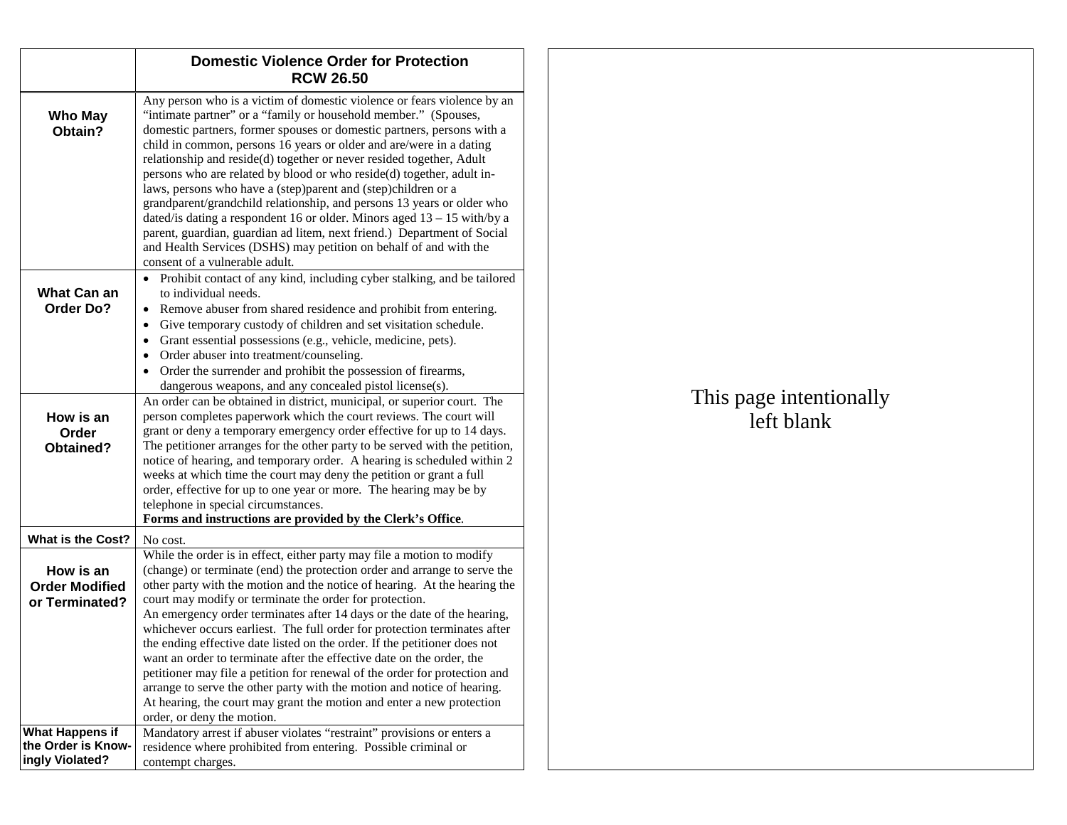| | **Domestic Violence Order for Protection RCW 26.50** |
|---|---|
| **Who May Obtain?** | Any person who is a victim of domestic violence or fears violence by an "intimate partner" or a "family or household member." (Spouses, domestic partners, former spouses or domestic partners, persons with a child in common, persons 16 years or older and are/were in a dating relationship and reside(d) together or never resided together, Adult persons who are related by blood or who reside(d) together, adult in-laws, persons who have a (step)parent and (step)children or a grandparent/grandchild relationship, and persons 13 years or older who dated/is dating a respondent 16 or older. Minors aged 13 – 15 with/by a parent, guardian, guardian ad litem, next friend.) Department of Social and Health Services (DSHS) may petition on behalf of and with the consent of a vulnerable adult. |
| **What Can an Order Do?** | • Prohibit contact of any kind, including cyber stalking, and be tailored to individual needs.<br>• Remove abuser from shared residence and prohibit from entering.<br>• Give temporary custody of children and set visitation schedule.<br>• Grant essential possessions (e.g., vehicle, medicine, pets).<br>• Order abuser into treatment/counseling.<br>• Order the surrender and prohibit the possession of firearms, dangerous weapons, and any concealed pistol license(s). |
| **How is an Order Obtained?** | An order can be obtained in district, municipal, or superior court. The person completes paperwork which the court reviews. The court will grant or deny a temporary emergency order effective for up to 14 days. The petitioner arranges for the other party to be served with the petition, notice of hearing, and temporary order. A hearing is scheduled within 2 weeks at which time the court may deny the petition or grant a full order, effective for up to one year or more. The hearing may be by telephone in special circumstances.<br>**Forms and instructions are provided by the Clerk's Office**. |
| **What is the Cost?** | No cost. |
| **How is an Order Modified or Terminated?** | While the order is in effect, either party may file a motion to modify (change) or terminate (end) the protection order and arrange to serve the other party with the motion and the notice of hearing. At the hearing the court may modify or terminate the order for protection.<br>An emergency order terminates after 14 days or the date of the hearing, whichever occurs earliest. The full order for protection terminates after the ending effective date listed on the order. If the petitioner does not want an order to terminate after the effective date on the order, the petitioner may file a petition for renewal of the order for protection and arrange to serve the other party with the motion and notice of hearing. At hearing, the court may grant the motion and enter a new protection order, or deny the motion. |
| **What Happens if the Order is Knowingly Violated?** | Mandatory arrest if abuser violates "restraint" provisions or enters a residence where prohibited from entering. Possible criminal or contempt charges. |

This page intentionally left blank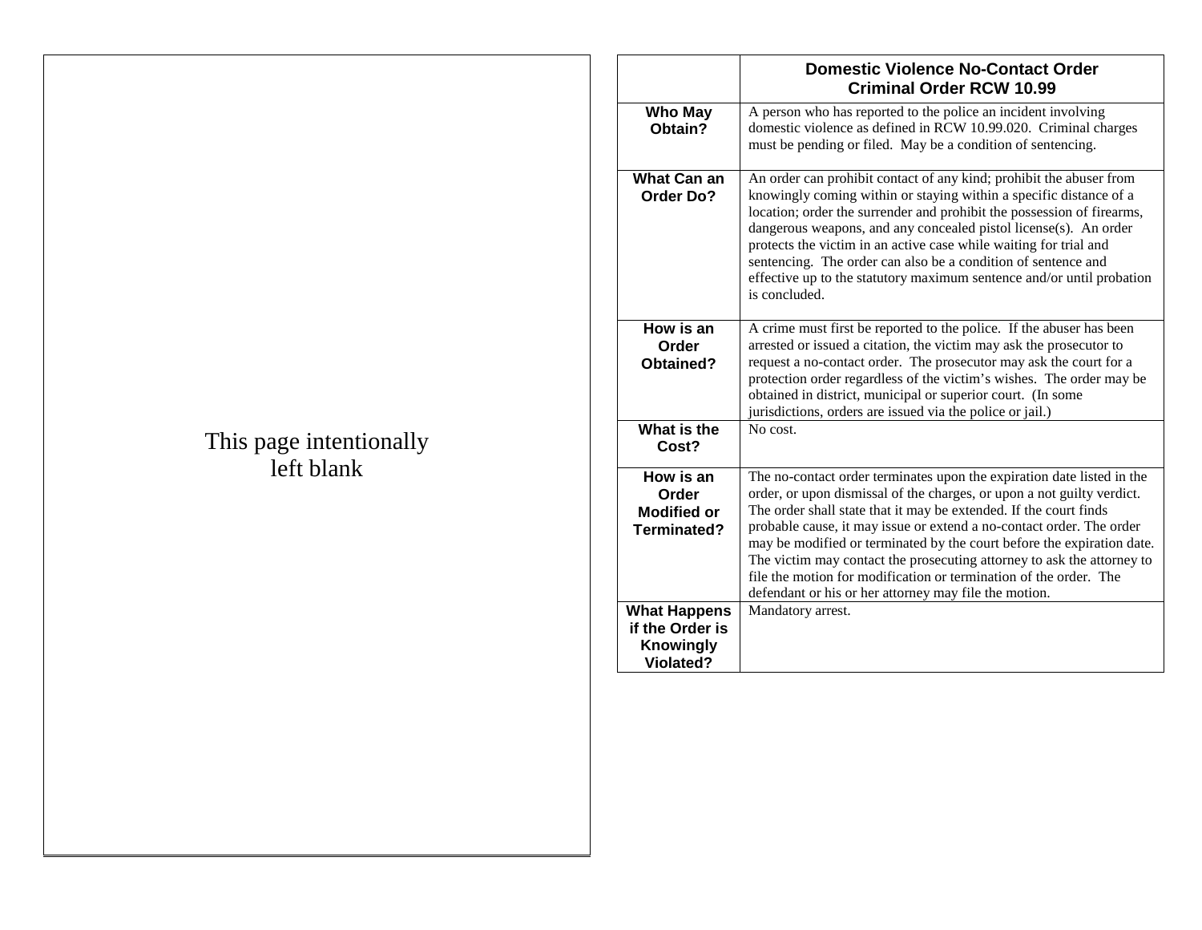This page intentionally left blank

| | Domestic Violence No-Contact Order Criminal Order RCW 10.99 |
|---|---|
| **Who May Obtain?** | A person who has reported to the police an incident involving domestic violence as defined in RCW 10.99.020. Criminal charges must be pending or filed. May be a condition of sentencing. |
| **What Can an Order Do?** | An order can prohibit contact of any kind; prohibit the abuser from knowingly coming within or staying within a specific distance of a location; order the surrender and prohibit the possession of firearms, dangerous weapons, and any concealed pistol license(s). An order protects the victim in an active case while waiting for trial and sentencing. The order can also be a condition of sentence and effective up to the statutory maximum sentence and/or until probation is concluded. |
| **How is an Order Obtained?** | A crime must first be reported to the police. If the abuser has been arrested or issued a citation, the victim may ask the prosecutor to request a no-contact order. The prosecutor may ask the court for a protection order regardless of the victim's wishes. The order may be obtained in district, municipal or superior court. (In some jurisdictions, orders are issued via the police or jail.) |
| **What is the Cost?** | No cost. |
| **How is an Order Modified or Terminated?** | The no-contact order terminates upon the expiration date listed in the order, or upon dismissal of the charges, or upon a not guilty verdict. The order shall state that it may be extended. If the court finds probable cause, it may issue or extend a no-contact order. The order may be modified or terminated by the court before the expiration date. The victim may contact the prosecuting attorney to ask the attorney to file the motion for modification or termination of the order. The defendant or his or her attorney may file the motion. |
| **What Happens if the Order is Knowingly Violated?** | Mandatory arrest. |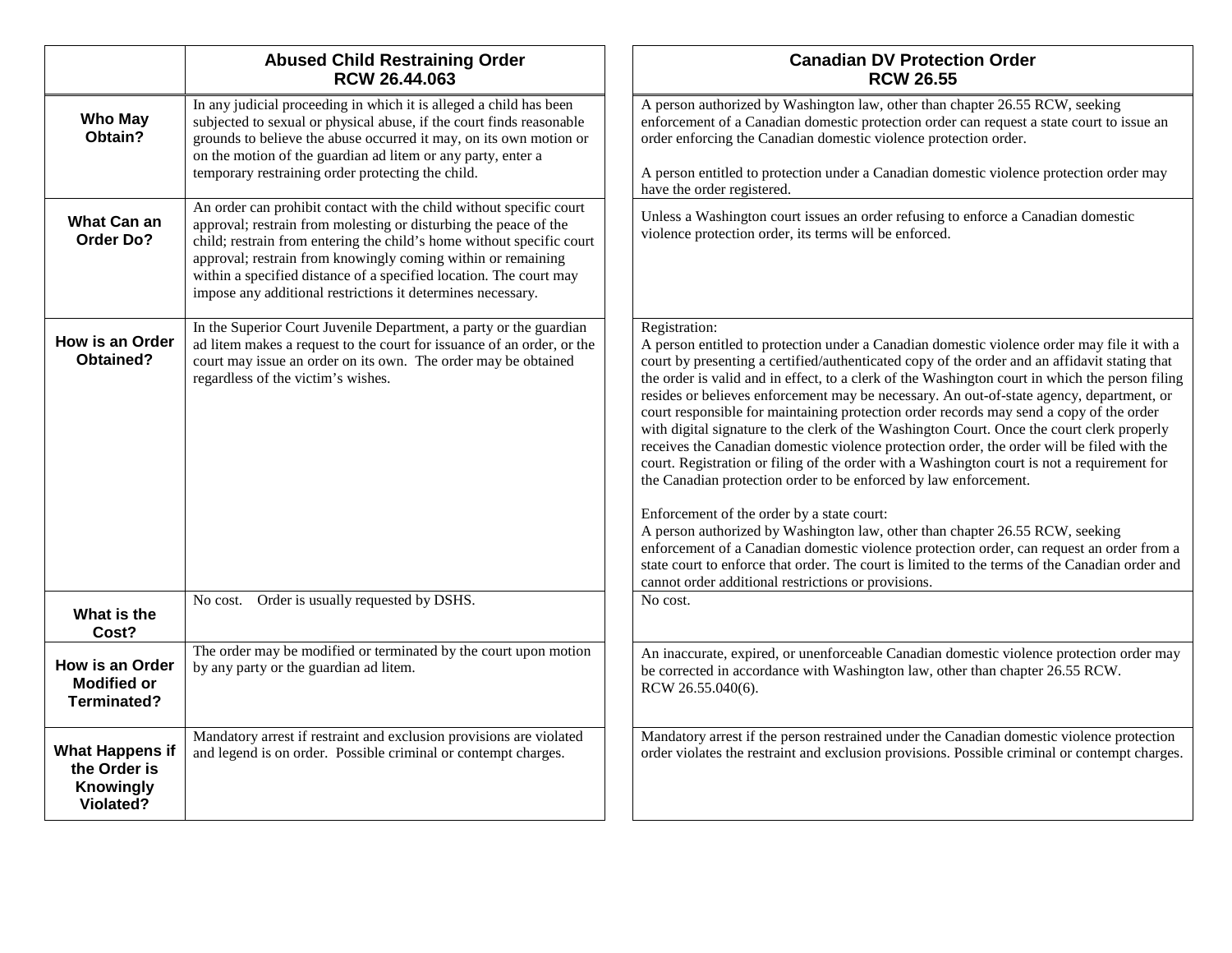| | Abused Child Restraining Order RCW 26.44.063 | Canadian DV Protection Order RCW 26.55 |
|---|---|---|
| **Who May Obtain?** | In any judicial proceeding in which it is alleged a child has been subjected to sexual or physical abuse, if the court finds reasonable grounds to believe the abuse occurred it may, on its own motion or on the motion of the guardian ad litem or any party, enter a temporary restraining order protecting the child. | A person authorized by Washington law, other than chapter 26.55 RCW, seeking enforcement of a Canadian domestic protection order can request a state court to issue an order enforcing the Canadian domestic violence protection order.<br><br>A person entitled to protection under a Canadian domestic violence protection order may have the order registered. |
| **What Can an Order Do?** | An order can prohibit contact with the child without specific court approval; restrain from molesting or disturbing the peace of the child; restrain from entering the child's home without specific court approval; restrain from knowingly coming within or remaining within a specified distance of a specified location. The court may impose any additional restrictions it determines necessary. | Unless a Washington court issues an order refusing to enforce a Canadian domestic violence protection order, its terms will be enforced. |
| **How is an Order Obtained?** | In the Superior Court Juvenile Department, a party or the guardian ad litem makes a request to the court for issuance of an order, or the court may issue an order on its own. The order may be obtained regardless of the victim's wishes. | Registration:<br>A person entitled to protection under a Canadian domestic violence order may file it with a court by presenting a certified/authenticated copy of the order and an affidavit stating that the order is valid and in effect, to a clerk of the Washington court in which the person filing resides or believes enforcement may be necessary. An out-of-state agency, department, or court responsible for maintaining protection order records may send a copy of the order with digital signature to the clerk of the Washington Court. Once the court clerk properly receives the Canadian domestic violence protection order, the order will be filed with the court. Registration or filing of the order with a Washington court is not a requirement for the Canadian protection order to be enforced by law enforcement.<br><br>Enforcement of the order by a state court:<br>A person authorized by Washington law, other than chapter 26.55 RCW, seeking enforcement of a Canadian domestic violence protection order, can request an order from a state court to enforce that order. The court is limited to the terms of the Canadian order and cannot order additional restrictions or provisions. |
| **What is the Cost?** | No cost. Order is usually requested by DSHS. | No cost. |
| **How is an Order Modified or Terminated?** | The order may be modified or terminated by the court upon motion by any party or the guardian ad litem. | An inaccurate, expired, or unenforceable Canadian domestic violence protection order may be corrected in accordance with Washington law, other than chapter 26.55 RCW. RCW 26.55.040(6). |
| **What Happens if the Order is Knowingly Violated?** | Mandatory arrest if restraint and exclusion provisions are violated and legend is on order. Possible criminal or contempt charges. | Mandatory arrest if the person restrained under the Canadian domestic violence protection order violates the restraint and exclusion provisions. Possible criminal or contempt charges. |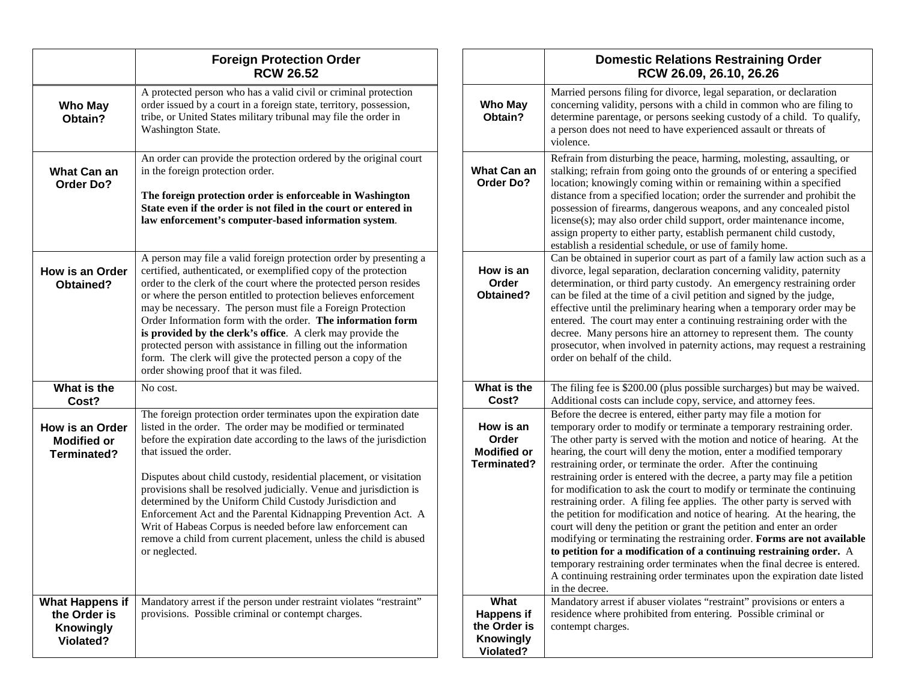| | Foreign Protection Order<br>RCW 26.52 |
|---|---|
| **Who May Obtain?** | A protected person who has a valid civil or criminal protection order issued by a court in a foreign state, territory, possession, tribe, or United States military tribunal may file the order in Washington State. |
| **What Can an Order Do?** | An order can provide the protection ordered by the original court in the foreign protection order.<br><br>**The foreign protection order is enforceable in Washington State even if the order is not filed in the court or entered in law enforcement's computer-based information system**. |
| **How is an Order Obtained?** | A person may file a valid foreign protection order by presenting a certified, authenticated, or exemplified copy of the protection order to the clerk of the court where the protected person resides or where the person entitled to protection believes enforcement may be necessary. The person must file a Foreign Protection Order Information form with the order. **The information form is provided by the clerk's office**. A clerk may provide the protected person with assistance in filling out the information form. The clerk will give the protected person a copy of the order showing proof that it was filed. |
| **What is the Cost?** | No cost. |
| **How is an Order Modified or Terminated?** | The foreign protection order terminates upon the expiration date listed in the order. The order may be modified or terminated before the expiration date according to the laws of the jurisdiction that issued the order.<br><br>Disputes about child custody, residential placement, or visitation provisions shall be resolved judicially. Venue and jurisdiction is determined by the Uniform Child Custody Jurisdiction and Enforcement Act and the Parental Kidnapping Prevention Act. A Writ of Habeas Corpus is needed before law enforcement can remove a child from current placement, unless the child is abused or neglected. |
| **What Happens if the Order is Knowingly Violated?** | Mandatory arrest if the person under restraint violates "restraint" provisions. Possible criminal or contempt charges. |

| | Domestic Relations Restraining Order<br>RCW 26.09, 26.10, 26.26 |
|---|---|
| **Who May Obtain?** | Married persons filing for divorce, legal separation, or declaration concerning validity, persons with a child in common who are filing to determine parentage, or persons seeking custody of a child. To qualify, a person does not need to have experienced assault or threats of violence. |
| **What Can an Order Do?** | Refrain from disturbing the peace, harming, molesting, assaulting, or stalking; refrain from going onto the grounds of or entering a specified location; knowingly coming within or remaining within a specified distance from a specified location; order the surrender and prohibit the possession of firearms, dangerous weapons, and any concealed pistol license(s); may also order child support, order maintenance income, assign property to either party, establish permanent child custody, establish a residential schedule, or use of family home. |
| **How is an Order Obtained?** | Can be obtained in superior court as part of a family law action such as a divorce, legal separation, declaration concerning validity, paternity determination, or third party custody. An emergency restraining order can be filed at the time of a civil petition and signed by the judge, effective until the preliminary hearing when a temporary order may be entered. The court may enter a continuing restraining order with the decree. Many persons hire an attorney to represent them. The county prosecutor, when involved in paternity actions, may request a restraining order on behalf of the child. |
| **What is the Cost?** | The filing fee is $200.00 (plus possible surcharges) but may be waived. Additional costs can include copy, service, and attorney fees. |
| **How is an Order Modified or Terminated?** | Before the decree is entered, either party may file a motion for temporary order to modify or terminate a temporary restraining order. The other party is served with the motion and notice of hearing. At the hearing, the court will deny the motion, enter a modified temporary restraining order, or terminate the order. After the continuing restraining order is entered with the decree, a party may file a petition for modification to ask the court to modify or terminate the continuing restraining order. A filing fee applies. The other party is served with the petition for modification and notice of hearing. At the hearing, the court will deny the petition or grant the petition and enter an order modifying or terminating the restraining order. **Forms are not available to petition for a modification of a continuing restraining order.** A temporary restraining order terminates when the final decree is entered. A continuing restraining order terminates upon the expiration date listed in the decree. |
| **What Happens if the Order is Knowingly Violated?** | Mandatory arrest if abuser violates "restraint" provisions or enters a residence where prohibited from entering. Possible criminal or contempt charges. |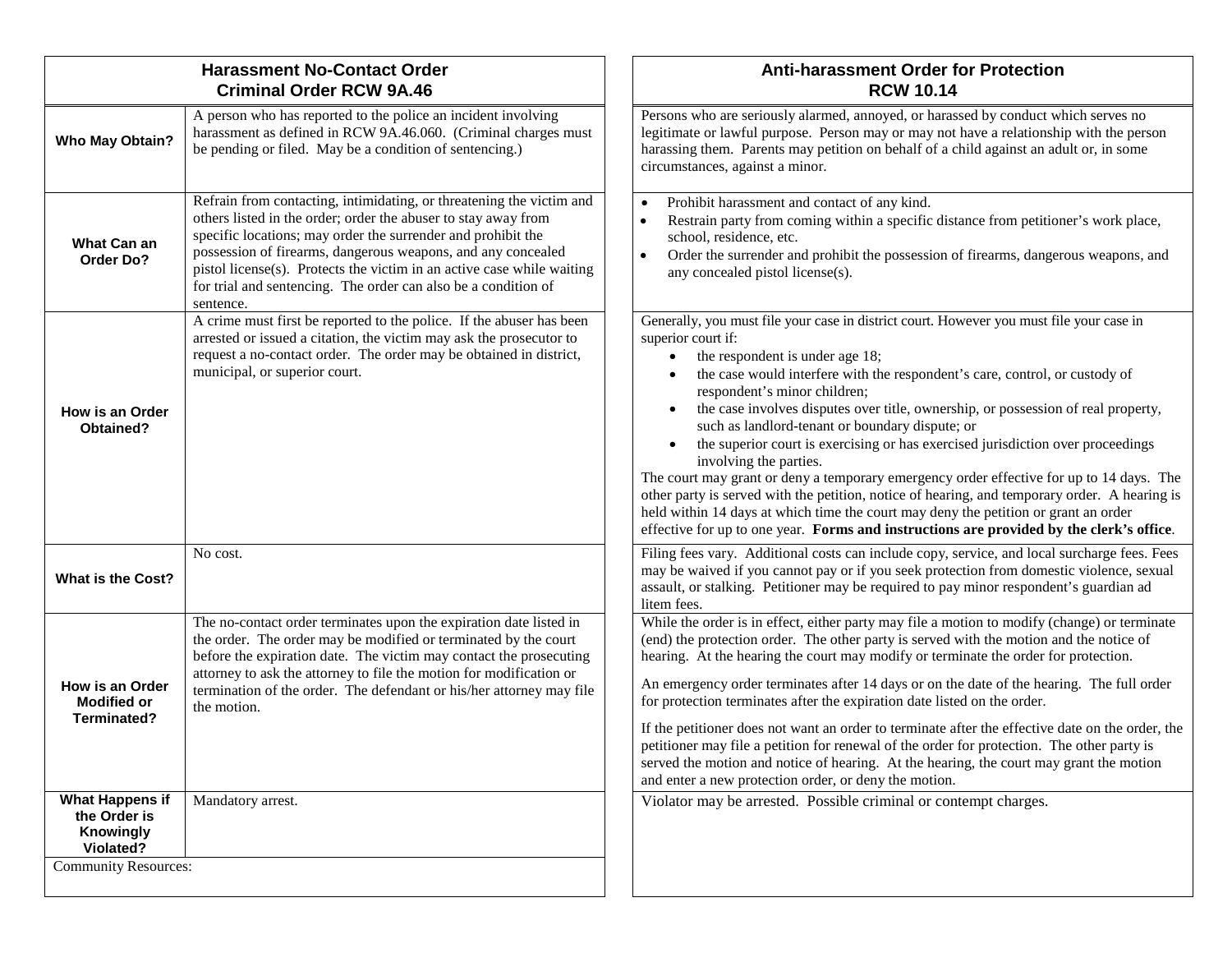| Harassment No-Contact Order<br>Criminal Order RCW 9A.46 | | Anti-harassment Order for Protection<br>RCW 10.14 |
|---|---|---|
| **Who May Obtain?** | A person who has reported to the police an incident involving harassment as defined in RCW 9A.46.060. (Criminal charges must be pending or filed. May be a condition of sentencing.) | Persons who are seriously alarmed, annoyed, or harassed by conduct which serves no legitimate or lawful purpose. Person may or may not have a relationship with the person harassing them. Parents may petition on behalf of a child against an adult or, in some circumstances, against a minor. |
| **What Can an Order Do?** | Refrain from contacting, intimidating, or threatening the victim and others listed in the order; order the abuser to stay away from specific locations; may order the surrender and prohibit the possession of firearms, dangerous weapons, and any concealed pistol license(s). Protects the victim in an active case while waiting for trial and sentencing. The order can also be a condition of sentence. | • Prohibit harassment and contact of any kind.<br>• Restrain party from coming within a specific distance from petitioner's work place, school, residence, etc.<br>• Order the surrender and prohibit the possession of firearms, dangerous weapons, and any concealed pistol license(s). |
| **How is an Order Obtained?** | A crime must first be reported to the police. If the abuser has been arrested or issued a citation, the victim may ask the prosecutor to request a no-contact order. The order may be obtained in district, municipal, or superior court. | Generally, you must file your case in district court. However you must file your case in superior court if:<br>• the respondent is under age 18;<br>• the case would interfere with the respondent's care, control, or custody of respondent's minor children;<br>• the case involves disputes over title, ownership, or possession of real property, such as landlord-tenant or boundary dispute; or<br>• the superior court is exercising or has exercised jurisdiction over proceedings involving the parties.<br>The court may grant or deny a temporary emergency order effective for up to 14 days. The other party is served with the petition, notice of hearing, and temporary order. A hearing is held within 14 days at which time the court may deny the petition or grant an order effective for up to one year. **Forms and instructions are provided by the clerk's office**. |
| **What is the Cost?** | No cost. | Filing fees vary. Additional costs can include copy, service, and local surcharge fees. Fees may be waived if you cannot pay or if you seek protection from domestic violence, sexual assault, or stalking. Petitioner may be required to pay minor respondent's guardian ad litem fees. |
| **How is an Order Modified or Terminated?** | The no-contact order terminates upon the expiration date listed in the order. The order may be modified or terminated by the court before the expiration date. The victim may contact the prosecuting attorney to ask the attorney to file the motion for modification or termination of the order. The defendant or his/her attorney may file the motion. | While the order is in effect, either party may file a motion to modify (change) or terminate (end) the protection order. The other party is served with the motion and the notice of hearing. At the hearing the court may modify or terminate the order for protection.<br><br>An emergency order terminates after 14 days or on the date of the hearing. The full order for protection terminates after the expiration date listed on the order.<br><br>If the petitioner does not want an order to terminate after the effective date on the order, the petitioner may file a petition for renewal of the order for protection. The other party is served the motion and notice of hearing. At the hearing, the court may grant the motion and enter a new protection order, or deny the motion. |
| **What Happens if the Order is Knowingly Violated?** | Mandatory arrest. | Violator may be arrested. Possible criminal or contempt charges. |
| Community Resources: | | |